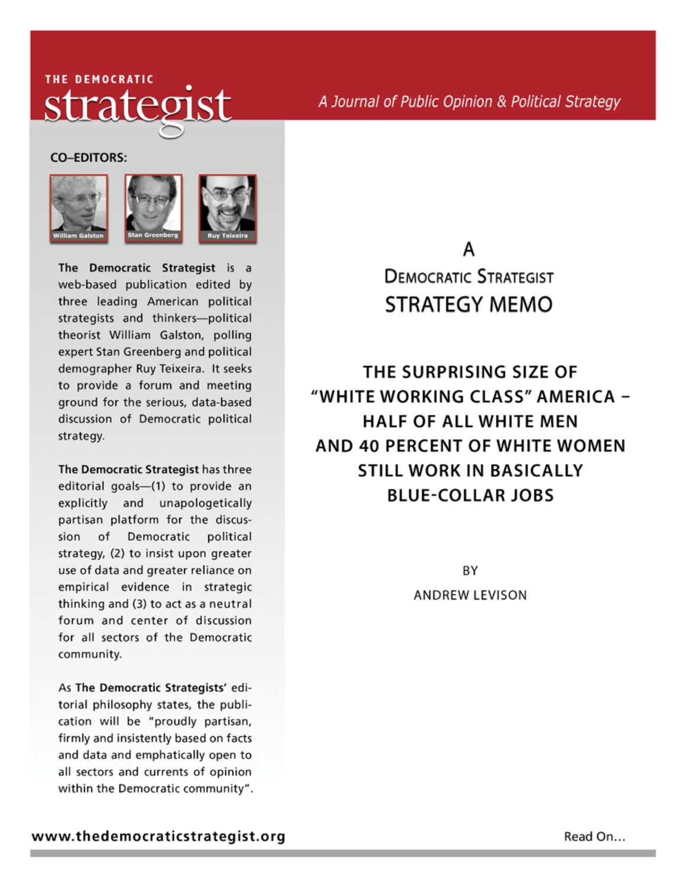THE DEMOCRATIC

# strategist

*A Journal of Public Opinion & Political Strategy*

**CO–EDITORS:**

William Galston | Stan Greenberg | Ruy Teixeira

**The Democratic Strategist** is a web-based publication edited by three leading American political strategists and thinkers—political theorist William Galston, polling expert Stan Greenberg and political demographer Ruy Teixeira. It seeks to provide a forum and meeting ground for the serious, data-based discussion of Democratic political strategy.

**The Democratic Strategist** has three editorial goals—(1) to provide an explicitly and unapologetically partisan platform for the discussion of Democratic political strategy, (2) to insist upon greater use of data and greater reliance on empirical evidence in strategic thinking and (3) to act as a neutral forum and center of discussion for all sectors of the Democratic community.

As **The Democratic Strategists'** editorial philosophy states, the publication will be "proudly partisan, firmly and insistently based on facts and data and emphatically open to all sectors and currents of opinion within the Democratic community".

## A Democratic Strategist STRATEGY MEMO

## THE SURPRISING SIZE OF "WHITE WORKING CLASS" AMERICA – HALF OF ALL WHITE MEN AND 40 PERCENT OF WHITE WOMEN STILL WORK IN BASICALLY BLUE-COLLAR JOBS

BY

ANDREW LEVISON

www.thedemocraticstrategist.org

Read On...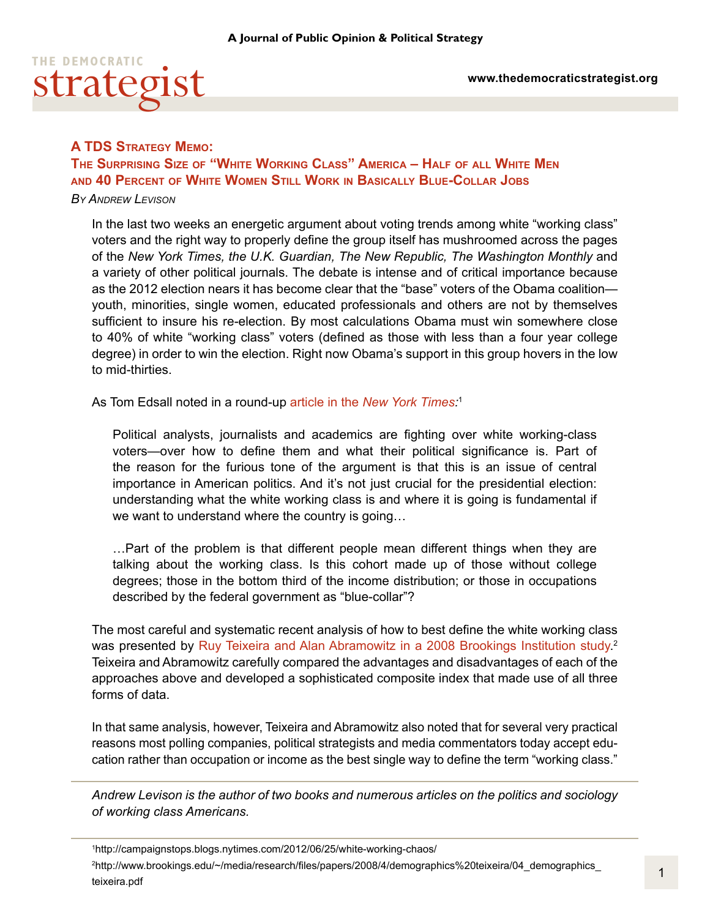A Journal of Public Opinion & Political Strategy

THE DEMOCRATIC **strategist**

www.thedemocraticstrategist.org

## A TDS Strategy Memo: The Surprising Size of "White Working Class" America – Half of all White Men and 40 Percent of White Women Still Work in Basically Blue-Collar Jobs

*By Andrew Levison*

In the last two weeks an energetic argument about voting trends among white "working class" voters and the right way to properly define the group itself has mushroomed across the pages of the *New York Times, the U.K. Guardian, The New Republic, The Washington Monthly* and a variety of other political journals. The debate is intense and of critical importance because as the 2012 election nears it has become clear that the "base" voters of the Obama coalition—youth, minorities, single women, educated professionals and others are not by themselves sufficient to insure his re-election. By most calculations Obama must win somewhere close to 40% of white "working class" voters (defined as those with less than a four year college degree) in order to win the election. Right now Obama's support in this group hovers in the low to mid-thirties.

As Tom Edsall noted in a round-up article in the *New York Times*:[1]

> Political analysts, journalists and academics are fighting over white working-class voters—over how to define them and what their political significance is. Part of the reason for the furious tone of the argument is that this is an issue of central importance in American politics. And it's not just crucial for the presidential election: understanding what the white working class is and where it is going is fundamental if we want to understand where the country is going…
>
> …Part of the problem is that different people mean different things when they are talking about the working class. Is this cohort made up of those without college degrees; those in the bottom third of the income distribution; or those in occupations described by the federal government as "blue-collar"?

The most careful and systematic recent analysis of how to best define the white working class was presented by Ruy Teixeira and Alan Abramowitz in a 2008 Brookings Institution study.[2] Teixeira and Abramowitz carefully compared the advantages and disadvantages of each of the approaches above and developed a sophisticated composite index that made use of all three forms of data.

In that same analysis, however, Teixeira and Abramowitz also noted that for several very practical reasons most polling companies, political strategists and media commentators today accept education rather than occupation or income as the best single way to define the term "working class."

---

*Andrew Levison is the author of two books and numerous articles on the politics and sociology of working class Americans.*

---

[1] http://campaignstops.blogs.nytimes.com/2012/06/25/white-working-chaos/

[2] http://www.brookings.edu/~/media/research/files/papers/2008/4/demographics%20teixeira/04_demographics_teixeira.pdf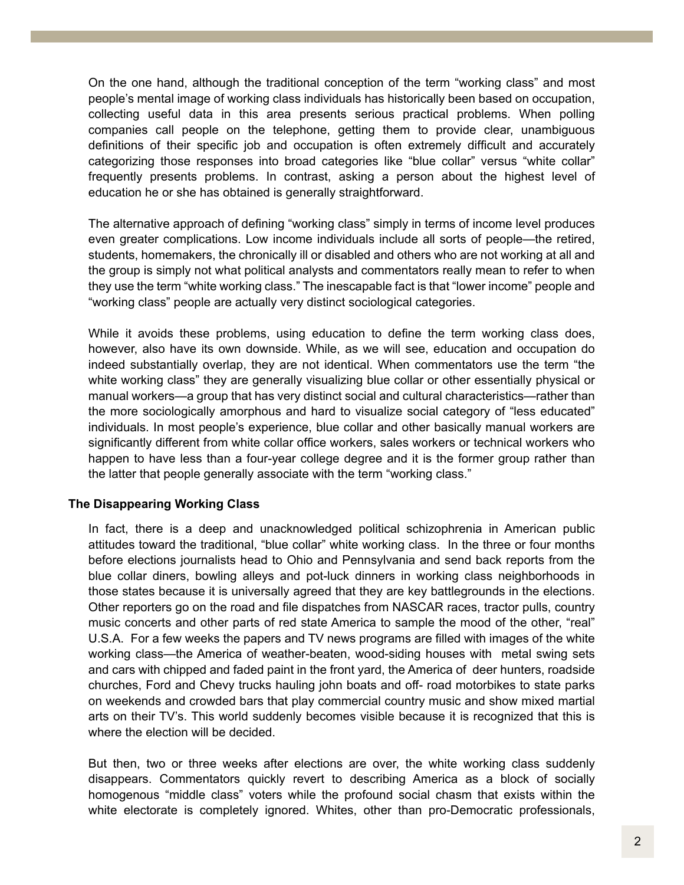On the one hand, although the traditional conception of the term "working class" and most people's mental image of working class individuals has historically been based on occupation, collecting useful data in this area presents serious practical problems. When polling companies call people on the telephone, getting them to provide clear, unambiguous definitions of their specific job and occupation is often extremely difficult and accurately categorizing those responses into broad categories like "blue collar" versus "white collar" frequently presents problems. In contrast, asking a person about the highest level of education he or she has obtained is generally straightforward.

The alternative approach of defining "working class" simply in terms of income level produces even greater complications. Low income individuals include all sorts of people—the retired, students, homemakers, the chronically ill or disabled and others who are not working at all and the group is simply not what political analysts and commentators really mean to refer to when they use the term "white working class." The inescapable fact is that "lower income" people and "working class" people are actually very distinct sociological categories.

While it avoids these problems, using education to define the term working class does, however, also have its own downside. While, as we will see, education and occupation do indeed substantially overlap, they are not identical. When commentators use the term "the white working class" they are generally visualizing blue collar or other essentially physical or manual workers—a group that has very distinct social and cultural characteristics—rather than the more sociologically amorphous and hard to visualize social category of "less educated" individuals. In most people's experience, blue collar and other basically manual workers are significantly different from white collar office workers, sales workers or technical workers who happen to have less than a four-year college degree and it is the former group rather than the latter that people generally associate with the term "working class."

**The Disappearing Working Class**

In fact, there is a deep and unacknowledged political schizophrenia in American public attitudes toward the traditional, "blue collar" white working class. In the three or four months before elections journalists head to Ohio and Pennsylvania and send back reports from the blue collar diners, bowling alleys and pot-luck dinners in working class neighborhoods in those states because it is universally agreed that they are key battlegrounds in the elections. Other reporters go on the road and file dispatches from NASCAR races, tractor pulls, country music concerts and other parts of red state America to sample the mood of the other, "real" U.S.A. For a few weeks the papers and TV news programs are filled with images of the white working class—the America of weather-beaten, wood-siding houses with metal swing sets and cars with chipped and faded paint in the front yard, the America of deer hunters, roadside churches, Ford and Chevy trucks hauling john boats and off- road motorbikes to state parks on weekends and crowded bars that play commercial country music and show mixed martial arts on their TV's. This world suddenly becomes visible because it is recognized that this is where the election will be decided.

But then, two or three weeks after elections are over, the white working class suddenly disappears. Commentators quickly revert to describing America as a block of socially homogenous "middle class" voters while the profound social chasm that exists within the white electorate is completely ignored. Whites, other than pro-Democratic professionals,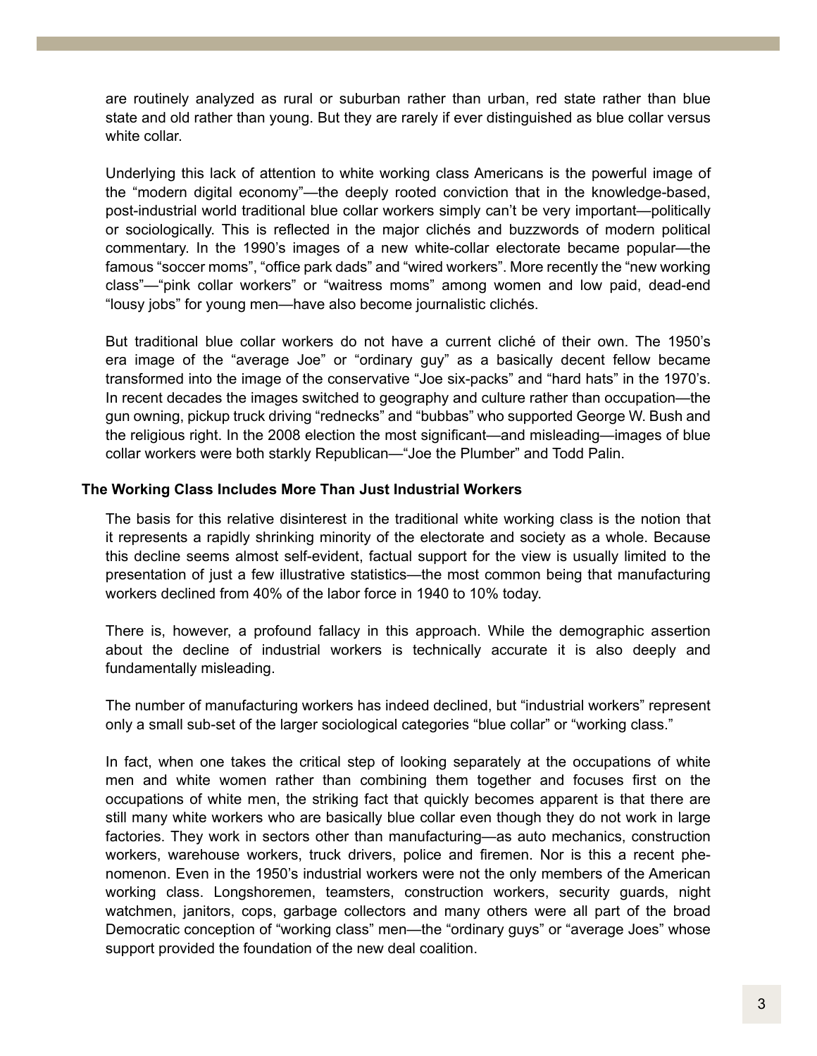are routinely analyzed as rural or suburban rather than urban, red state rather than blue state and old rather than young. But they are rarely if ever distinguished as blue collar versus white collar.

Underlying this lack of attention to white working class Americans is the powerful image of the "modern digital economy"—the deeply rooted conviction that in the knowledge-based, post-industrial world traditional blue collar workers simply can't be very important—politically or sociologically. This is reflected in the major clichés and buzzwords of modern political commentary. In the 1990's images of a new white-collar electorate became popular—the famous "soccer moms", "office park dads" and "wired workers". More recently the "new working class"—"pink collar workers" or "waitress moms" among women and low paid, dead-end "lousy jobs" for young men—have also become journalistic clichés.

But traditional blue collar workers do not have a current cliché of their own. The 1950's era image of the "average Joe" or "ordinary guy" as a basically decent fellow became transformed into the image of the conservative "Joe six-packs" and "hard hats" in the 1970's. In recent decades the images switched to geography and culture rather than occupation—the gun owning, pickup truck driving "rednecks" and "bubbas" who supported George W. Bush and the religious right. In the 2008 election the most significant—and misleading—images of blue collar workers were both starkly Republican—"Joe the Plumber" and Todd Palin.

### The Working Class Includes More Than Just Industrial Workers

The basis for this relative disinterest in the traditional white working class is the notion that it represents a rapidly shrinking minority of the electorate and society as a whole. Because this decline seems almost self-evident, factual support for the view is usually limited to the presentation of just a few illustrative statistics—the most common being that manufacturing workers declined from 40% of the labor force in 1940 to 10% today.

There is, however, a profound fallacy in this approach. While the demographic assertion about the decline of industrial workers is technically accurate it is also deeply and fundamentally misleading.

The number of manufacturing workers has indeed declined, but "industrial workers" represent only a small sub-set of the larger sociological categories "blue collar" or "working class."

In fact, when one takes the critical step of looking separately at the occupations of white men and white women rather than combining them together and focuses first on the occupations of white men, the striking fact that quickly becomes apparent is that there are still many white workers who are basically blue collar even though they do not work in large factories. They work in sectors other than manufacturing—as auto mechanics, construction workers, warehouse workers, truck drivers, police and firemen. Nor is this a recent phenomenon. Even in the 1950's industrial workers were not the only members of the American working class. Longshoremen, teamsters, construction workers, security guards, night watchmen, janitors, cops, garbage collectors and many others were all part of the broad Democratic conception of "working class" men—the "ordinary guys" or "average Joes" whose support provided the foundation of the new deal coalition.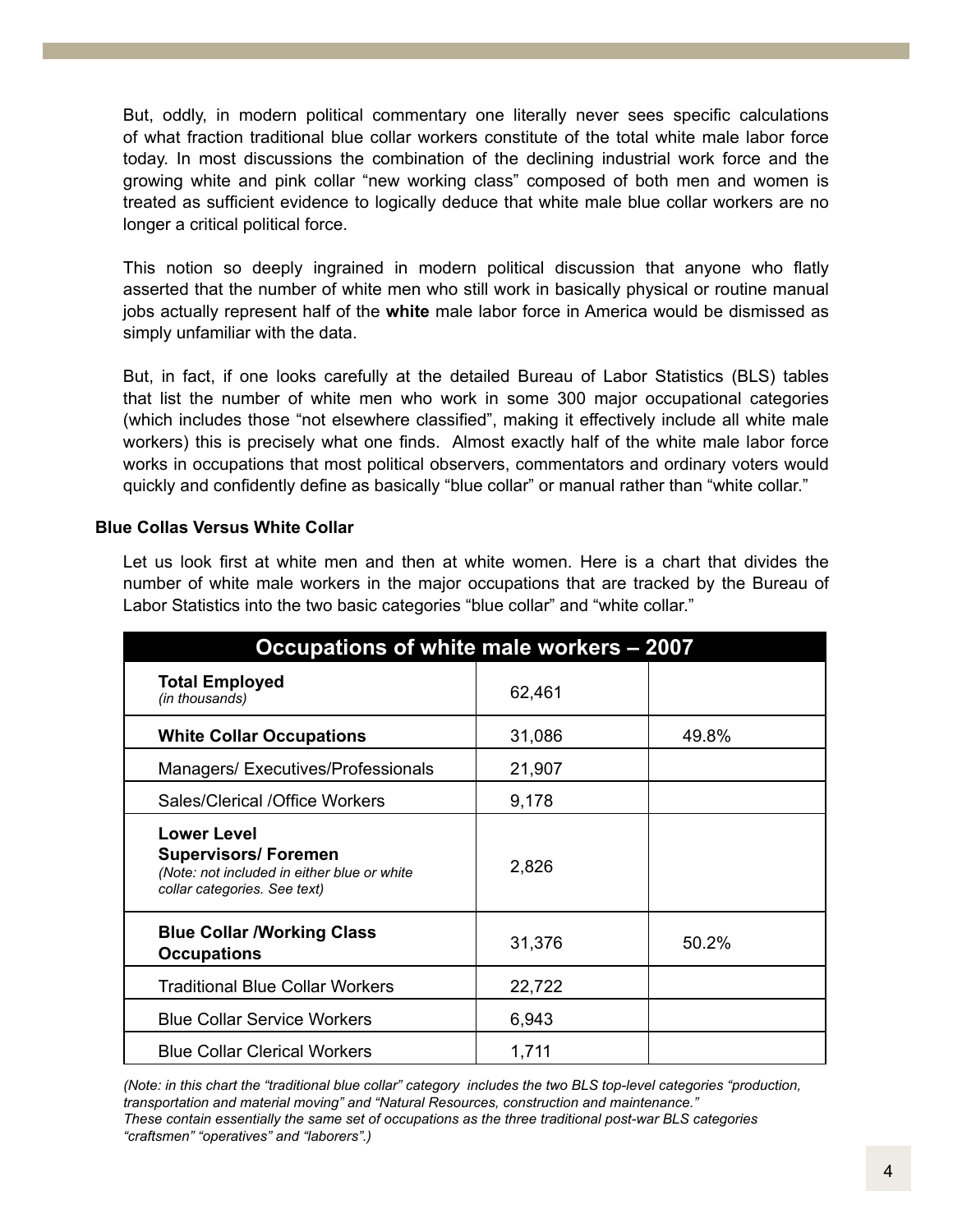But, oddly, in modern political commentary one literally never sees specific calculations of what fraction traditional blue collar workers constitute of the total white male labor force today. In most discussions the combination of the declining industrial work force and the growing white and pink collar "new working class" composed of both men and women is treated as sufficient evidence to logically deduce that white male blue collar workers are no longer a critical political force.

This notion so deeply ingrained in modern political discussion that anyone who flatly asserted that the number of white men who still work in basically physical or routine manual jobs actually represent half of the **white** male labor force in America would be dismissed as simply unfamiliar with the data.

But, in fact, if one looks carefully at the detailed Bureau of Labor Statistics (BLS) tables that list the number of white men who work in some 300 major occupational categories (which includes those "not elsewhere classified", making it effectively include all white male workers) this is precisely what one finds. Almost exactly half of the white male labor force works in occupations that most political observers, commentators and ordinary voters would quickly and confidently define as basically "blue collar" or manual rather than "white collar."

**Blue Collas Versus White Collar**

Let us look first at white men and then at white women. Here is a chart that divides the number of white male workers in the major occupations that are tracked by the Bureau of Labor Statistics into the two basic categories "blue collar" and "white collar."

| Occupations of white male workers – 2007 | | |
|---|---|---|
| **Total Employed** *(in thousands)* | 62,461 | |
| **White Collar Occupations** | 31,086 | 49.8% |
| Managers/ Executives/Professionals | 21,907 | |
| Sales/Clerical /Office Workers | 9,178 | |
| **Lower Level Supervisors/ Foremen** *(Note: not included in either blue or white collar categories. See text)* | 2,826 | |
| **Blue Collar /Working Class Occupations** | 31,376 | 50.2% |
| Traditional Blue Collar Workers | 22,722 | |
| Blue Collar Service Workers | 6,943 | |
| Blue Collar Clerical Workers | 1,711 | |

*(Note: in this chart the "traditional blue collar" category includes the two BLS top-level categories "production, transportation and material moving" and "Natural Resources, construction and maintenance." These contain essentially the same set of occupations as the three traditional post-war BLS categories "craftsmen" "operatives" and "laborers".)*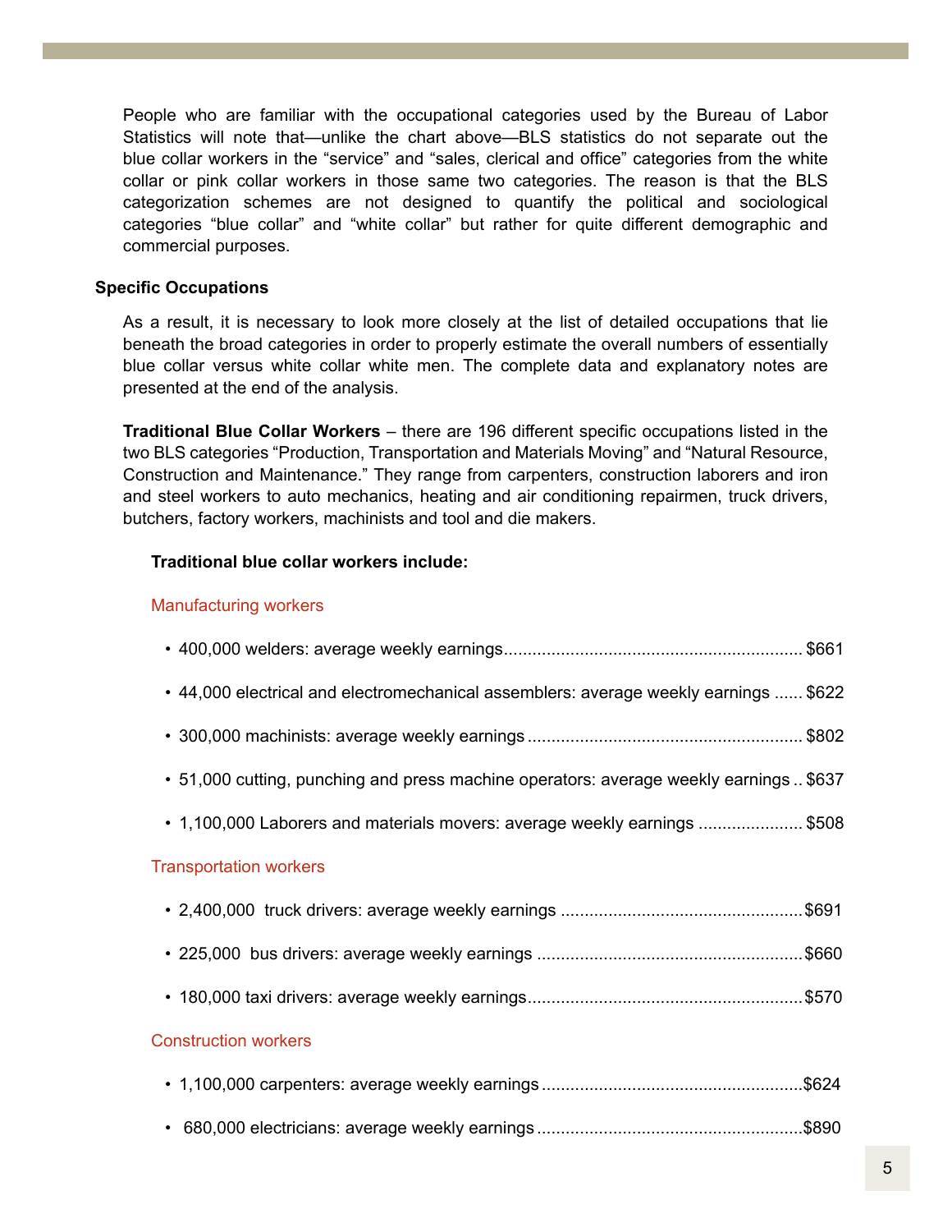People who are familiar with the occupational categories used by the Bureau of Labor Statistics will note that—unlike the chart above—BLS statistics do not separate out the blue collar workers in the "service" and "sales, clerical and office" categories from the white collar or pink collar workers in those same two categories. The reason is that the BLS categorization schemes are not designed to quantify the political and sociological categories "blue collar" and "white collar" but rather for quite different demographic and commercial purposes.

## Specific Occupations

As a result, it is necessary to look more closely at the list of detailed occupations that lie beneath the broad categories in order to properly estimate the overall numbers of essentially blue collar versus white collar white men. The complete data and explanatory notes are presented at the end of the analysis.

**Traditional Blue Collar Workers** – there are 196 different specific occupations listed in the two BLS categories "Production, Transportation and Materials Moving" and "Natural Resource, Construction and Maintenance." They range from carpenters, construction laborers and iron and steel workers to auto mechanics, heating and air conditioning repairmen, truck drivers, butchers, factory workers, machinists and tool and die makers.

**Traditional blue collar workers include:**

### Manufacturing workers

- 400,000 welders: average weekly earnings.............................................................. $661
- 44,000 electrical and electromechanical assemblers: average weekly earnings ...... $622
- 300,000 machinists: average weekly earnings ......................................................... $802
- 51,000 cutting, punching and press machine operators: average weekly earnings .. $637
- 1,100,000 Laborers and materials movers: average weekly earnings ...................... $508

### Transportation workers

- 2,400,000 truck drivers: average weekly earnings ..................................................$691
- 225,000 bus drivers: average weekly earnings .......................................................$660
- 180,000 taxi drivers: average weekly earnings.........................................................$570

### Construction workers

- 1,100,000 carpenters: average weekly earnings ......................................................$624
- 680,000 electricians: average weekly earnings .......................................................$890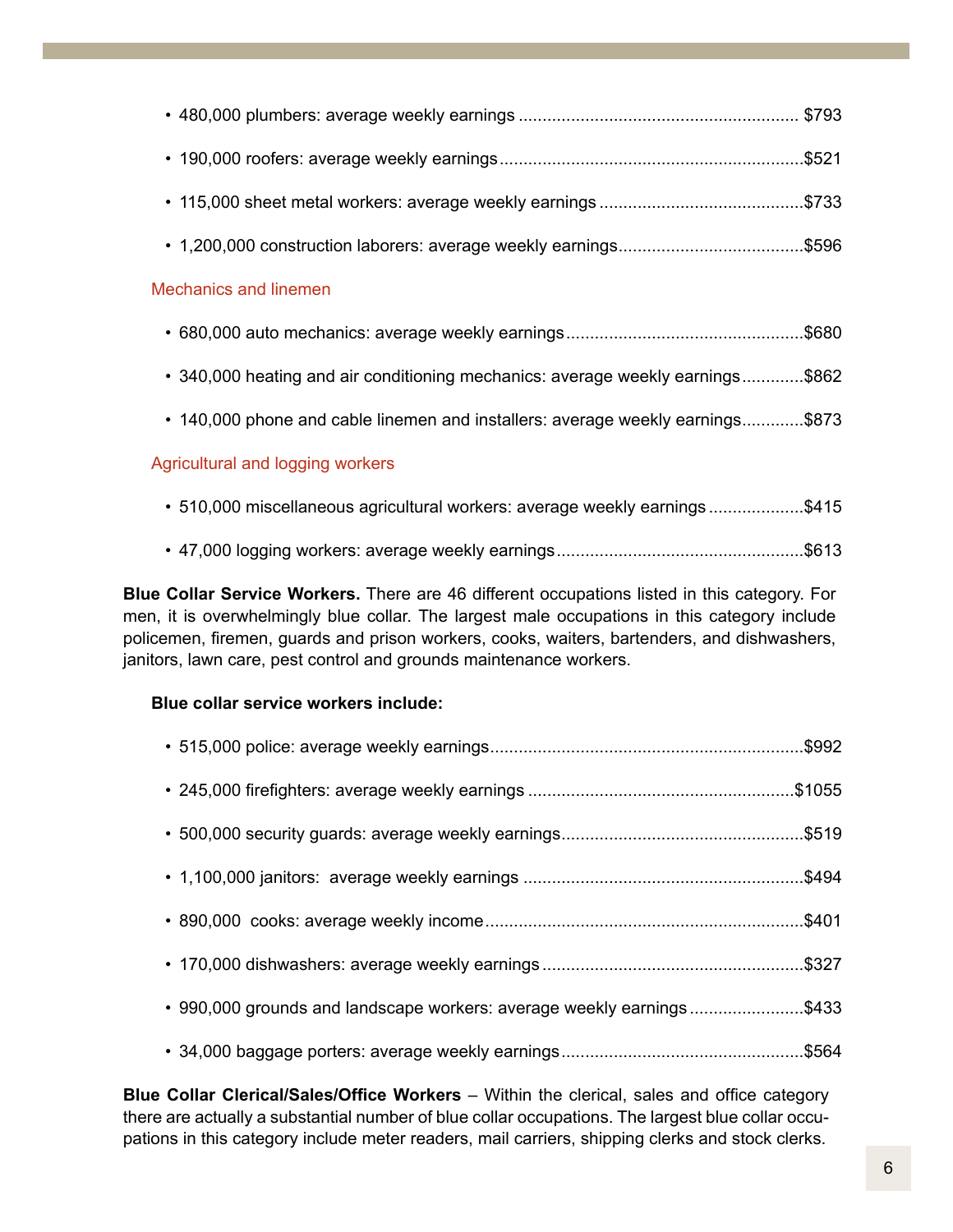- 480,000 plumbers: average weekly earnings .......................................................... $793
- 190,000 roofers: average weekly earnings...............................................................$521
- 115,000 sheet metal workers: average weekly earnings ..........................................$733
- 1,200,000 construction laborers: average weekly earnings......................................$596

### Mechanics and linemen

- 680,000 auto mechanics: average weekly earnings.................................................$680
- 340,000 heating and air conditioning mechanics: average weekly earnings............$862
- 140,000 phone and cable linemen and installers: average weekly earnings............$873

### Agricultural and logging workers

- 510,000 miscellaneous agricultural workers: average weekly earnings ...................$415
- 47,000 logging workers: average weekly earnings...................................................$613

**Blue Collar Service Workers.** There are 46 different occupations listed in this category. For men, it is overwhelmingly blue collar. The largest male occupations in this category include policemen, firemen, guards and prison workers, cooks, waiters, bartenders, and dishwashers, janitors, lawn care, pest control and grounds maintenance workers.

**Blue collar service workers include:**

- 515,000 police: average weekly earnings.................................................................$992
- 245,000 firefighters: average weekly earnings .......................................................$1055
- 500,000 security guards: average weekly earnings..................................................$519
- 1,100,000 janitors: average weekly earnings ..........................................................$494
- 890,000 cooks: average weekly income..................................................................$401
- 170,000 dishwashers: average weekly earnings ......................................................$327
- 990,000 grounds and landscape workers: average weekly earnings .......................$433
- 34,000 baggage porters: average weekly earnings..................................................$564

**Blue Collar Clerical/Sales/Office Workers** – Within the clerical, sales and office category there are actually a substantial number of blue collar occupations. The largest blue collar occupations in this category include meter readers, mail carriers, shipping clerks and stock clerks.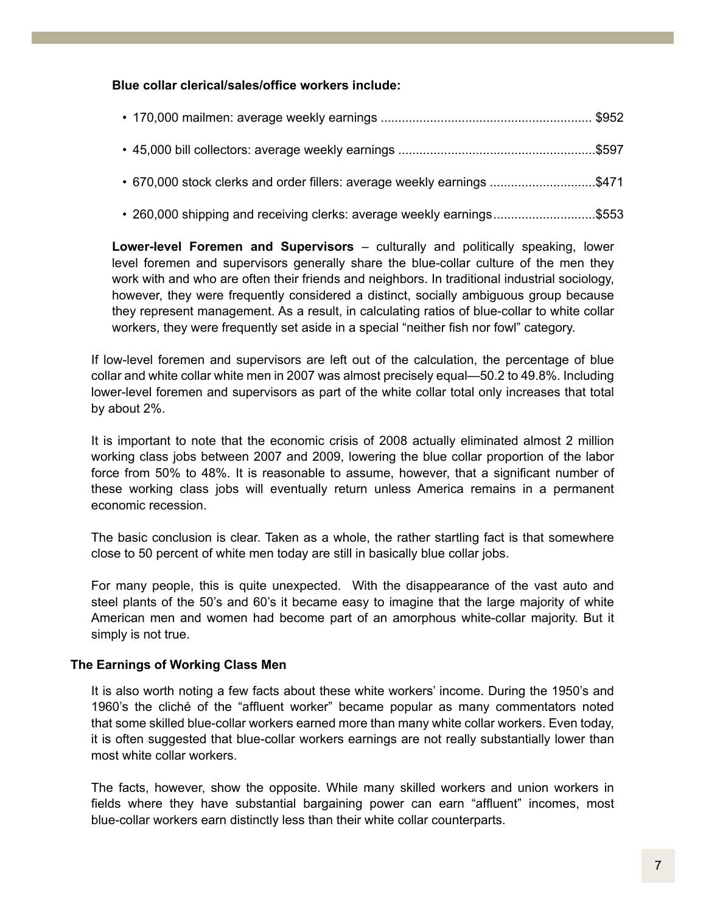**Blue collar clerical/sales/office workers include:**

- 170,000 mailmen: average weekly earnings ........................................................... $952
- 45,000 bill collectors: average weekly earnings ........................................................$597
- 670,000 stock clerks and order fillers: average weekly earnings ..............................$471
- 260,000 shipping and receiving clerks: average weekly earnings.............................$553

**Lower-level Foremen and Supervisors** – culturally and politically speaking, lower level foremen and supervisors generally share the blue-collar culture of the men they work with and who are often their friends and neighbors. In traditional industrial sociology, however, they were frequently considered a distinct, socially ambiguous group because they represent management. As a result, in calculating ratios of blue-collar to white collar workers, they were frequently set aside in a special "neither fish nor fowl" category.

If low-level foremen and supervisors are left out of the calculation, the percentage of blue collar and white collar white men in 2007 was almost precisely equal—50.2 to 49.8%. Including lower-level foremen and supervisors as part of the white collar total only increases that total by about 2%.

It is important to note that the economic crisis of 2008 actually eliminated almost 2 million working class jobs between 2007 and 2009, lowering the blue collar proportion of the labor force from 50% to 48%. It is reasonable to assume, however, that a significant number of these working class jobs will eventually return unless America remains in a permanent economic recession.

The basic conclusion is clear. Taken as a whole, the rather startling fact is that somewhere close to 50 percent of white men today are still in basically blue collar jobs.

For many people, this is quite unexpected. With the disappearance of the vast auto and steel plants of the 50's and 60's it became easy to imagine that the large majority of white American men and women had become part of an amorphous white-collar majority. But it simply is not true.

### The Earnings of Working Class Men

It is also worth noting a few facts about these white workers' income. During the 1950's and 1960's the cliché of the "affluent worker" became popular as many commentators noted that some skilled blue-collar workers earned more than many white collar workers. Even today, it is often suggested that blue-collar workers earnings are not really substantially lower than most white collar workers.

The facts, however, show the opposite. While many skilled workers and union workers in fields where they have substantial bargaining power can earn "affluent" incomes, most blue-collar workers earn distinctly less than their white collar counterparts.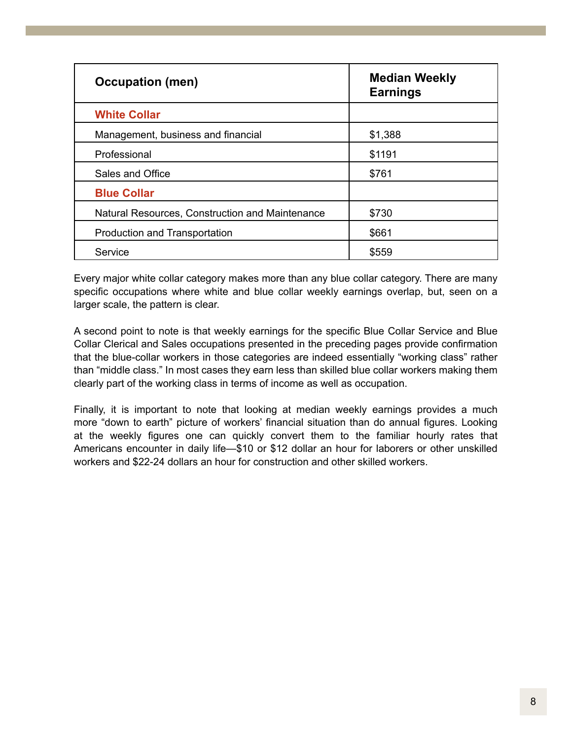| Occupation (men) | Median Weekly Earnings |
|---|---|
| **White Collar** | |
| Management, business and financial | $1,388 |
| Professional | $1191 |
| Sales and Office | $761 |
| **Blue Collar** | |
| Natural Resources, Construction and Maintenance | $730 |
| Production and Transportation | $661 |
| Service | $559 |

Every major white collar category makes more than any blue collar category. There are many specific occupations where white and blue collar weekly earnings overlap, but, seen on a larger scale, the pattern is clear.

A second point to note is that weekly earnings for the specific Blue Collar Service and Blue Collar Clerical and Sales occupations presented in the preceding pages provide confirmation that the blue-collar workers in those categories are indeed essentially "working class" rather than "middle class." In most cases they earn less than skilled blue collar workers making them clearly part of the working class in terms of income as well as occupation.

Finally, it is important to note that looking at median weekly earnings provides a much more "down to earth" picture of workers' financial situation than do annual figures. Looking at the weekly figures one can quickly convert them to the familiar hourly rates that Americans encounter in daily life—$10 or $12 dollar an hour for laborers or other unskilled workers and $22-24 dollars an hour for construction and other skilled workers.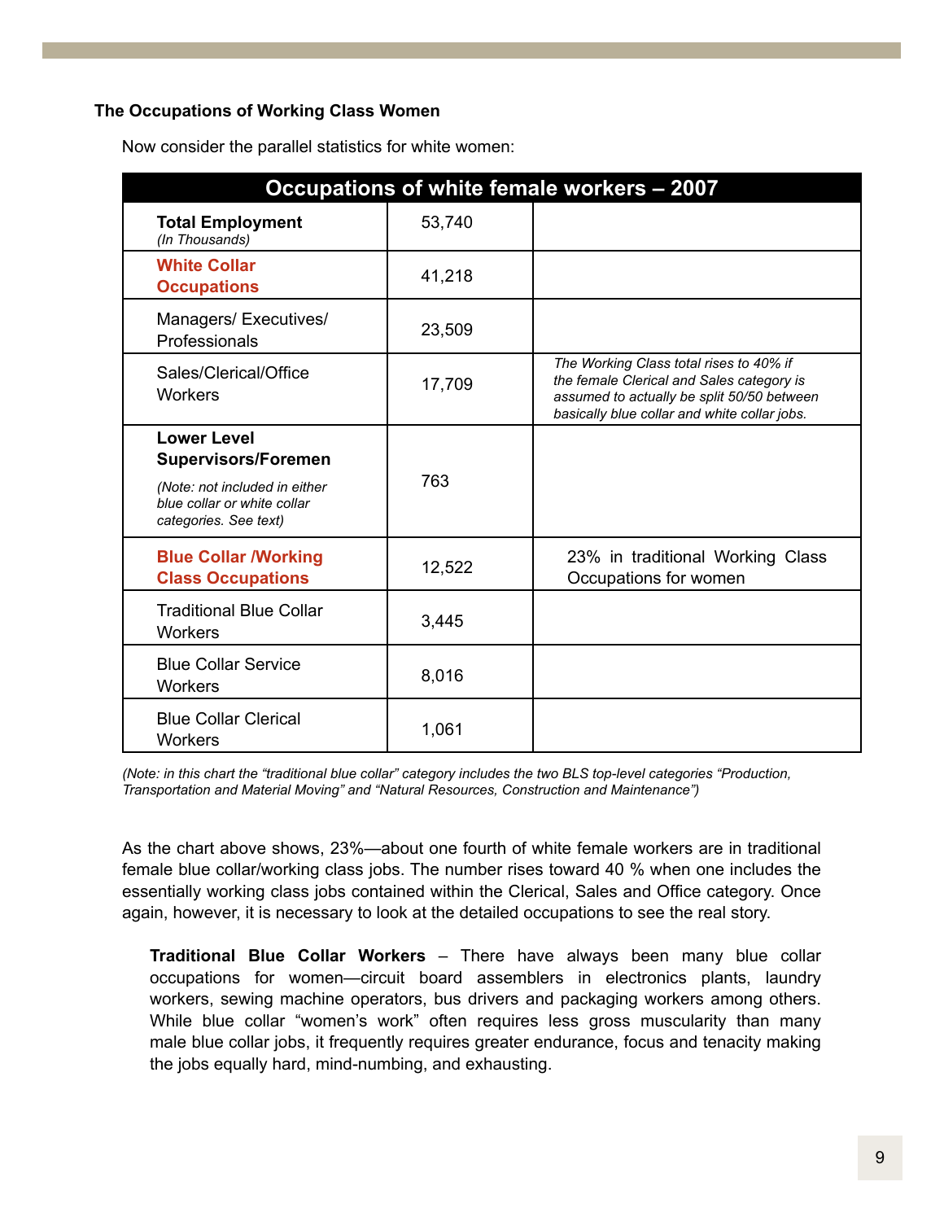### The Occupations of Working Class Women

Now consider the parallel statistics for white women:

| Occupations of white female workers – 2007 | | |
|---|---|---|
| **Total Employment** *(In Thousands)* | 53,740 | |
| **White Collar Occupations** | 41,218 | |
| Managers/ Executives/ Professionals | 23,509 | |
| Sales/Clerical/Office Workers | 17,709 | *The Working Class total rises to 40% if the female Clerical and Sales category is assumed to actually be split 50/50 between basically blue collar and white collar jobs.* |
| **Lower Level Supervisors/Foremen** *(Note: not included in either blue collar or white collar categories. See text)* | 763 | |
| **Blue Collar /Working Class Occupations** | 12,522 | 23% in traditional Working Class Occupations for women |
| Traditional Blue Collar Workers | 3,445 | |
| Blue Collar Service Workers | 8,016 | |
| Blue Collar Clerical Workers | 1,061 | |

*(Note: in this chart the "traditional blue collar" category includes the two BLS top-level categories "Production, Transportation and Material Moving" and "Natural Resources, Construction and Maintenance")*

As the chart above shows, 23%—about one fourth of white female workers are in traditional female blue collar/working class jobs. The number rises toward 40 % when one includes the essentially working class jobs contained within the Clerical, Sales and Office category. Once again, however, it is necessary to look at the detailed occupations to see the real story.

> **Traditional Blue Collar Workers** – There have always been many blue collar occupations for women—circuit board assemblers in electronics plants, laundry workers, sewing machine operators, bus drivers and packaging workers among others. While blue collar "women's work" often requires less gross muscularity than many male blue collar jobs, it frequently requires greater endurance, focus and tenacity making the jobs equally hard, mind-numbing, and exhausting.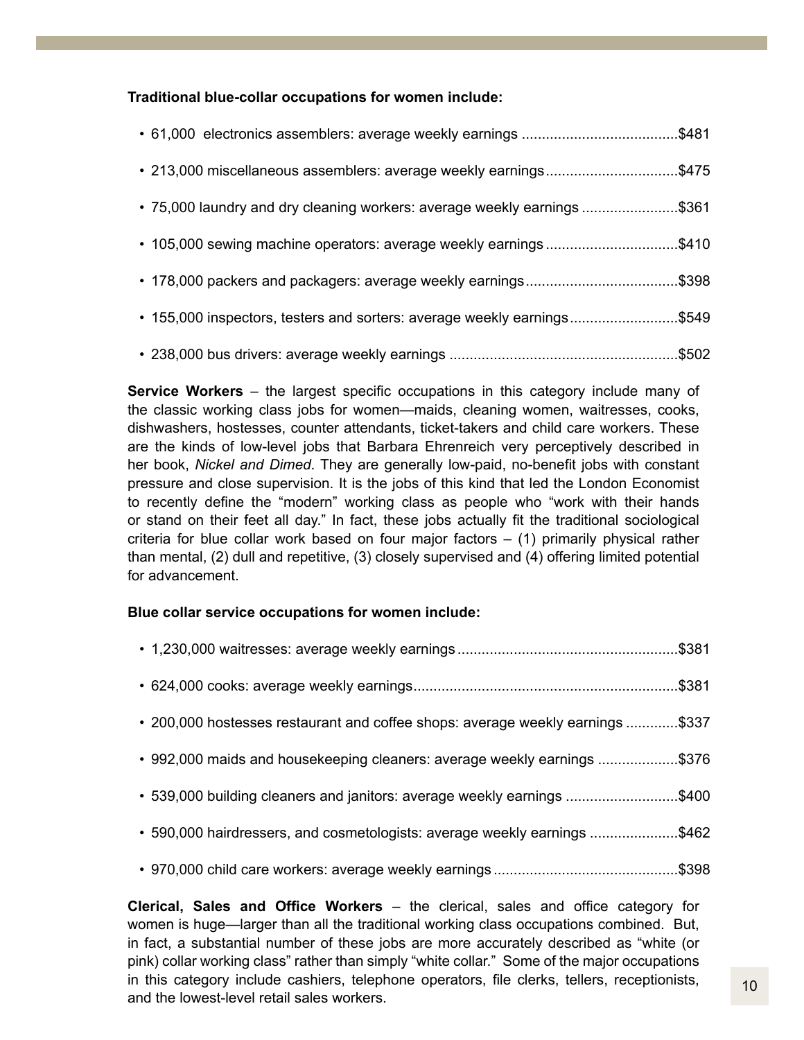**Traditional blue-collar occupations for women include:**

- 61,000 electronics assemblers: average weekly earnings ......................................$481
- 213,000 miscellaneous assemblers: average weekly earnings.................................$475
- 75,000 laundry and dry cleaning workers: average weekly earnings ........................$361
- 105,000 sewing machine operators: average weekly earnings .................................$410
- 178,000 packers and packagers: average weekly earnings......................................$398
- 155,000 inspectors, testers and sorters: average weekly earnings...........................$549
- 238,000 bus drivers: average weekly earnings ........................................................$502

**Service Workers** – the largest specific occupations in this category include many of the classic working class jobs for women—maids, cleaning women, waitresses, cooks, dishwashers, hostesses, counter attendants, ticket-takers and child care workers. These are the kinds of low-level jobs that Barbara Ehrenreich very perceptively described in her book, *Nickel and Dimed*. They are generally low-paid, no-benefit jobs with constant pressure and close supervision. It is the jobs of this kind that led the London Economist to recently define the "modern" working class as people who "work with their hands or stand on their feet all day." In fact, these jobs actually fit the traditional sociological criteria for blue collar work based on four major factors – (1) primarily physical rather than mental, (2) dull and repetitive, (3) closely supervised and (4) offering limited potential for advancement.

**Blue collar service occupations for women include:**

- 1,230,000 waitresses: average weekly earnings .......................................................$381
- 624,000 cooks: average weekly earnings..................................................................$381
- 200,000 hostesses restaurant and coffee shops: average weekly earnings .............$337
- 992,000 maids and housekeeping cleaners: average weekly earnings ....................$376
- 539,000 building cleaners and janitors: average weekly earnings ............................$400
- 590,000 hairdressers, and cosmetologists: average weekly earnings ......................$462
- 970,000 child care workers: average weekly earnings ..............................................$398

**Clerical, Sales and Office Workers** – the clerical, sales and office category for women is huge—larger than all the traditional working class occupations combined. But, in fact, a substantial number of these jobs are more accurately described as "white (or pink) collar working class" rather than simply "white collar." Some of the major occupations in this category include cashiers, telephone operators, file clerks, tellers, receptionists, and the lowest-level retail sales workers.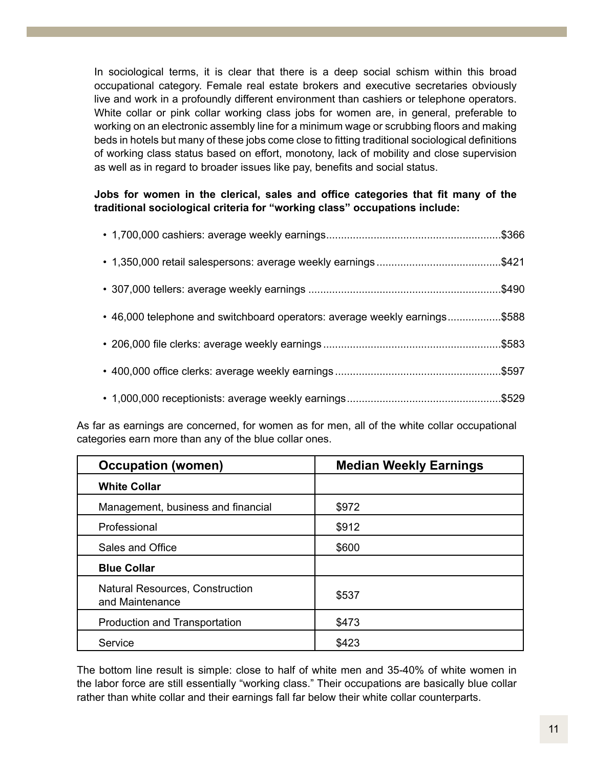In sociological terms, it is clear that there is a deep social schism within this broad occupational category. Female real estate brokers and executive secretaries obviously live and work in a profoundly different environment than cashiers or telephone operators. White collar or pink collar working class jobs for women are, in general, preferable to working on an electronic assembly line for a minimum wage or scrubbing floors and making beds in hotels but many of these jobs come close to fitting traditional sociological definitions of working class status based on effort, monotony, lack of mobility and close supervision as well as in regard to broader issues like pay, benefits and social status.

**Jobs for women in the clerical, sales and office categories that fit many of the traditional sociological criteria for "working class" occupations include:**

- 1,700,000 cashiers: average weekly earnings..........................................................$366
- 1,350,000 retail salespersons: average weekly earnings ..........................................$421
- 307,000 tellers: average weekly earnings ................................................................$490
- 46,000 telephone and switchboard operators: average weekly earnings..................$588
- 206,000 file clerks: average weekly earnings ............................................................$583
- 400,000 office clerks: average weekly earnings .......................................................$597
- 1,000,000 receptionists: average weekly earnings....................................................$529

As far as earnings are concerned, for women as for men, all of the white collar occupational categories earn more than any of the blue collar ones.

| Occupation (women) | Median Weekly Earnings |
|---|---|
| **White Collar** | |
| Management, business and financial | $972 |
| Professional | $912 |
| Sales and Office | $600 |
| **Blue Collar** | |
| Natural Resources, Construction and Maintenance | $537 |
| Production and Transportation | $473 |
| Service | $423 |

The bottom line result is simple: close to half of white men and 35-40% of white women in the labor force are still essentially "working class." Their occupations are basically blue collar rather than white collar and their earnings fall far below their white collar counterparts.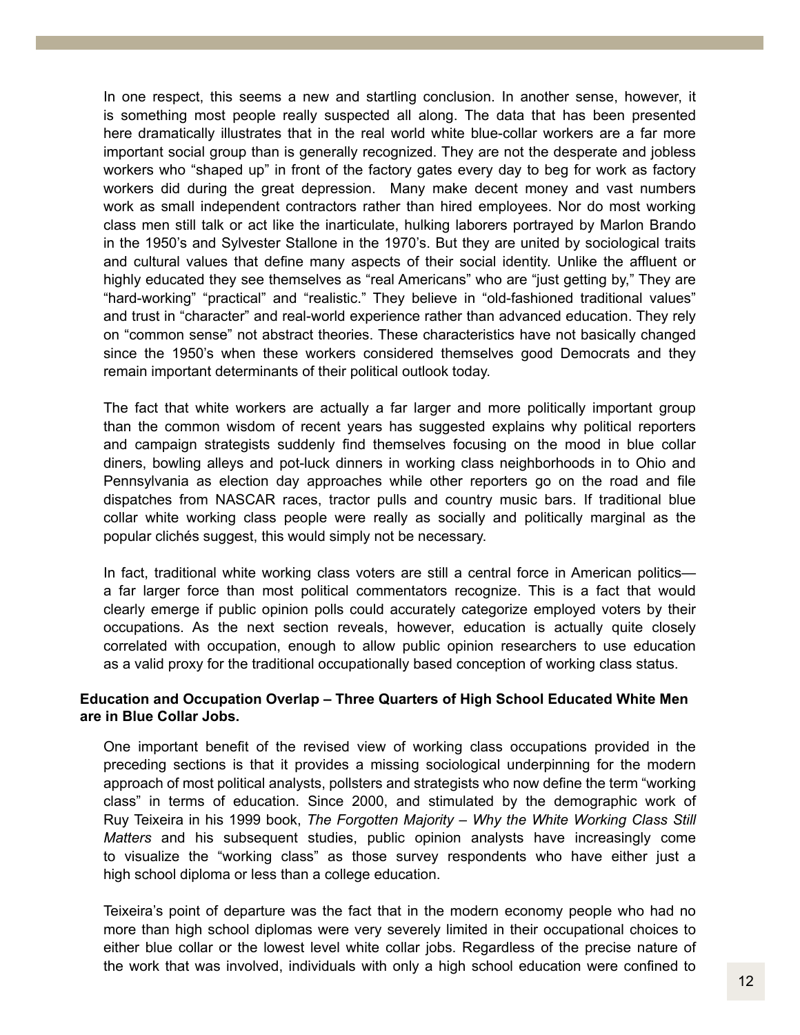In one respect, this seems a new and startling conclusion. In another sense, however, it is something most people really suspected all along. The data that has been presented here dramatically illustrates that in the real world white blue-collar workers are a far more important social group than is generally recognized. They are not the desperate and jobless workers who "shaped up" in front of the factory gates every day to beg for work as factory workers did during the great depression. Many make decent money and vast numbers work as small independent contractors rather than hired employees. Nor do most working class men still talk or act like the inarticulate, hulking laborers portrayed by Marlon Brando in the 1950's and Sylvester Stallone in the 1970's. But they are united by sociological traits and cultural values that define many aspects of their social identity. Unlike the affluent or highly educated they see themselves as "real Americans" who are "just getting by," They are "hard-working" "practical" and "realistic." They believe in "old-fashioned traditional values" and trust in "character" and real-world experience rather than advanced education. They rely on "common sense" not abstract theories. These characteristics have not basically changed since the 1950's when these workers considered themselves good Democrats and they remain important determinants of their political outlook today.

The fact that white workers are actually a far larger and more politically important group than the common wisdom of recent years has suggested explains why political reporters and campaign strategists suddenly find themselves focusing on the mood in blue collar diners, bowling alleys and pot-luck dinners in working class neighborhoods in to Ohio and Pennsylvania as election day approaches while other reporters go on the road and file dispatches from NASCAR races, tractor pulls and country music bars. If traditional blue collar white working class people were really as socially and politically marginal as the popular clichés suggest, this would simply not be necessary.

In fact, traditional white working class voters are still a central force in American politics— a far larger force than most political commentators recognize. This is a fact that would clearly emerge if public opinion polls could accurately categorize employed voters by their occupations. As the next section reveals, however, education is actually quite closely correlated with occupation, enough to allow public opinion researchers to use education as a valid proxy for the traditional occupationally based conception of working class status.

**Education and Occupation Overlap – Three Quarters of High School Educated White Men are in Blue Collar Jobs.**

One important benefit of the revised view of working class occupations provided in the preceding sections is that it provides a missing sociological underpinning for the modern approach of most political analysts, pollsters and strategists who now define the term "working class" in terms of education. Since 2000, and stimulated by the demographic work of Ruy Teixeira in his 1999 book, *The Forgotten Majority – Why the White Working Class Still Matters* and his subsequent studies, public opinion analysts have increasingly come to visualize the "working class" as those survey respondents who have either just a high school diploma or less than a college education.

Teixeira's point of departure was the fact that in the modern economy people who had no more than high school diplomas were very severely limited in their occupational choices to either blue collar or the lowest level white collar jobs. Regardless of the precise nature of the work that was involved, individuals with only a high school education were confined to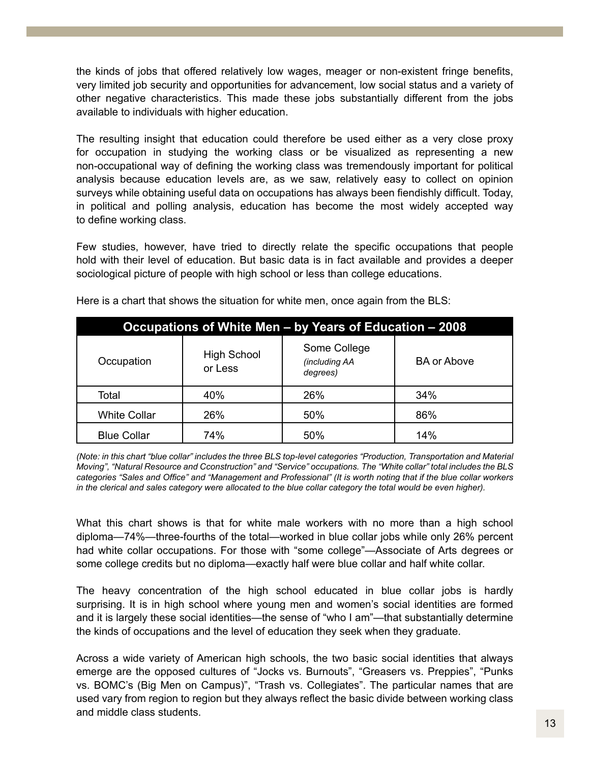the kinds of jobs that offered relatively low wages, meager or non-existent fringe benefits, very limited job security and opportunities for advancement, low social status and a variety of other negative characteristics. This made these jobs substantially different from the jobs available to individuals with higher education.

The resulting insight that education could therefore be used either as a very close proxy for occupation in studying the working class or be visualized as representing a new non-occupational way of defining the working class was tremendously important for political analysis because education levels are, as we saw, relatively easy to collect on opinion surveys while obtaining useful data on occupations has always been fiendishly difficult. Today, in political and polling analysis, education has become the most widely accepted way to define working class.

Few studies, however, have tried to directly relate the specific occupations that people hold with their level of education. But basic data is in fact available and provides a deeper sociological picture of people with high school or less than college educations.

Here is a chart that shows the situation for white men, once again from the BLS:

**Occupations of White Men – by Years of Education – 2008**

| Occupation | High School or Less | Some College *(including AA degrees)* | BA or Above |
|---|---|---|---|
| Total | 40% | 26% | 34% |
| White Collar | 26% | 50% | 86% |
| Blue Collar | 74% | 50% | 14% |

*(Note: in this chart "blue collar" includes the three BLS top-level categories "Production, Transportation and Material Moving", "Natural Resource and Cconstruction" and "Service" occupations. The "White collar" total includes the BLS categories "Sales and Office" and "Management and Professional" (It is worth noting that if the blue collar workers in the clerical and sales category were allocated to the blue collar category the total would be even higher).*

What this chart shows is that for white male workers with no more than a high school diploma—74%—three-fourths of the total—worked in blue collar jobs while only 26% percent had white collar occupations. For those with "some college"—Associate of Arts degrees or some college credits but no diploma—exactly half were blue collar and half white collar.

The heavy concentration of the high school educated in blue collar jobs is hardly surprising. It is in high school where young men and women's social identities are formed and it is largely these social identities—the sense of "who I am"—that substantially determine the kinds of occupations and the level of education they seek when they graduate.

Across a wide variety of American high schools, the two basic social identities that always emerge are the opposed cultures of "Jocks vs. Burnouts", "Greasers vs. Preppies", "Punks vs. BOMC's (Big Men on Campus)", "Trash vs. Collegiates". The particular names that are used vary from region to region but they always reflect the basic divide between working class and middle class students.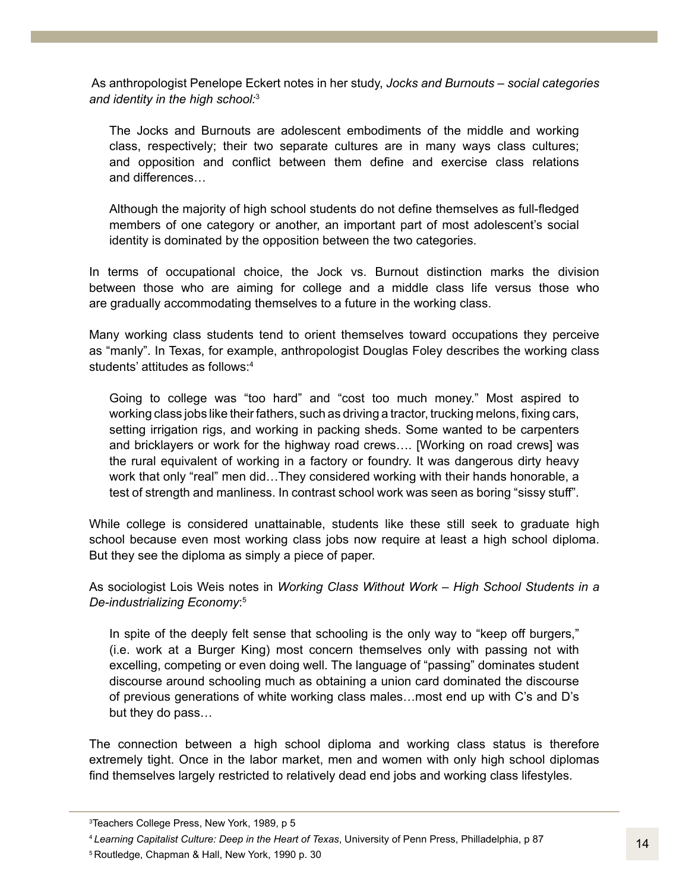As anthropologist Penelope Eckert notes in her study, *Jocks and Burnouts – social categories and identity in the high school:*[3]

> The Jocks and Burnouts are adolescent embodiments of the middle and working class, respectively; their two separate cultures are in many ways class cultures; and opposition and conflict between them define and exercise class relations and differences…
>
> Although the majority of high school students do not define themselves as full-fledged members of one category or another, an important part of most adolescent's social identity is dominated by the opposition between the two categories.

In terms of occupational choice, the Jock vs. Burnout distinction marks the division between those who are aiming for college and a middle class life versus those who are gradually accommodating themselves to a future in the working class.

Many working class students tend to orient themselves toward occupations they perceive as "manly". In Texas, for example, anthropologist Douglas Foley describes the working class students' attitudes as follows:[4]

> Going to college was "too hard" and "cost too much money." Most aspired to working class jobs like their fathers, such as driving a tractor, trucking melons, fixing cars, setting irrigation rigs, and working in packing sheds. Some wanted to be carpenters and bricklayers or work for the highway road crews…. [Working on road crews] was the rural equivalent of working in a factory or foundry. It was dangerous dirty heavy work that only "real" men did…They considered working with their hands honorable, a test of strength and manliness. In contrast school work was seen as boring "sissy stuff".

While college is considered unattainable, students like these still seek to graduate high school because even most working class jobs now require at least a high school diploma. But they see the diploma as simply a piece of paper.

As sociologist Lois Weis notes in *Working Class Without Work – High School Students in a De-industrializing Economy*:[5]

> In spite of the deeply felt sense that schooling is the only way to "keep off burgers," (i.e. work at a Burger King) most concern themselves only with passing not with excelling, competing or even doing well. The language of "passing" dominates student discourse around schooling much as obtaining a union card dominated the discourse of previous generations of white working class males…most end up with C's and D's but they do pass…

The connection between a high school diploma and working class status is therefore extremely tight. Once in the labor market, men and women with only high school diplomas find themselves largely restricted to relatively dead end jobs and working class lifestyles.

---

[3] Teachers College Press, New York, 1989, p 5

[4] *Learning Capitalist Culture: Deep in the Heart of Texas*, University of Penn Press, Philladelphia, p 87

[5] Routledge, Chapman & Hall, New York, 1990 p. 30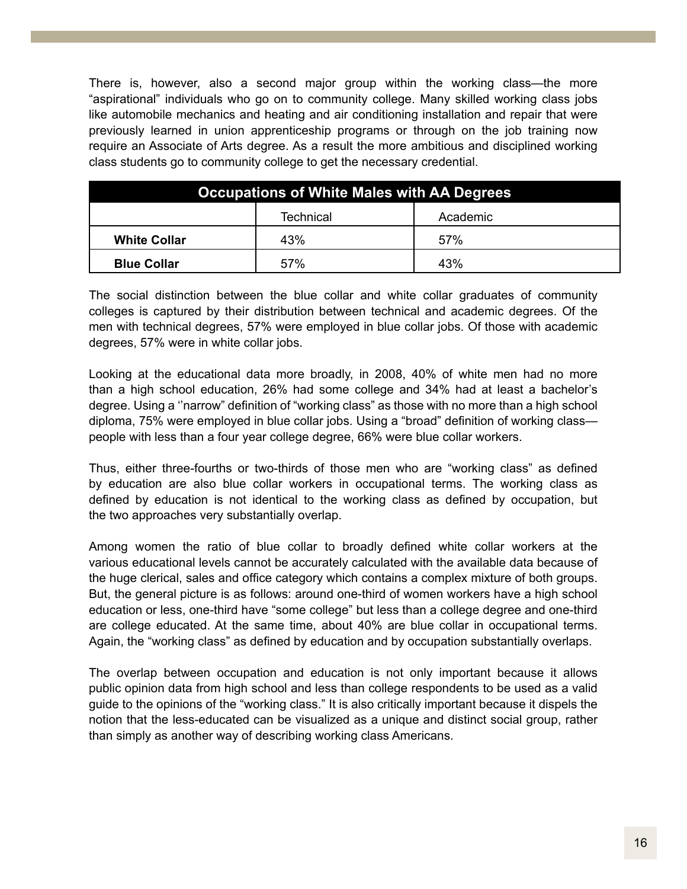There is, however, also a second major group within the working class—the more "aspirational" individuals who go on to community college. Many skilled working class jobs like automobile mechanics and heating and air conditioning installation and repair that were previously learned in union apprenticeship programs or through on the job training now require an Associate of Arts degree. As a result the more ambitious and disciplined working class students go to community college to get the necessary credential.

| Occupations of White Males with AA Degrees | | |
|---|---|---|
| | Technical | Academic |
| **White Collar** | 43% | 57% |
| **Blue Collar** | 57% | 43% |

The social distinction between the blue collar and white collar graduates of community colleges is captured by their distribution between technical and academic degrees. Of the men with technical degrees, 57% were employed in blue collar jobs. Of those with academic degrees, 57% were in white collar jobs.

Looking at the educational data more broadly, in 2008, 40% of white men had no more than a high school education, 26% had some college and 34% had at least a bachelor's degree. Using a ''narrow" definition of "working class" as those with no more than a high school diploma, 75% were employed in blue collar jobs. Using a "broad" definition of working class—people with less than a four year college degree, 66% were blue collar workers.

Thus, either three-fourths or two-thirds of those men who are "working class" as defined by education are also blue collar workers in occupational terms. The working class as defined by education is not identical to the working class as defined by occupation, but the two approaches very substantially overlap.

Among women the ratio of blue collar to broadly defined white collar workers at the various educational levels cannot be accurately calculated with the available data because of the huge clerical, sales and office category which contains a complex mixture of both groups. But, the general picture is as follows: around one-third of women workers have a high school education or less, one-third have "some college" but less than a college degree and one-third are college educated. At the same time, about 40% are blue collar in occupational terms. Again, the "working class" as defined by education and by occupation substantially overlaps.

The overlap between occupation and education is not only important because it allows public opinion data from high school and less than college respondents to be used as a valid guide to the opinions of the "working class." It is also critically important because it dispels the notion that the less-educated can be visualized as a unique and distinct social group, rather than simply as another way of describing working class Americans.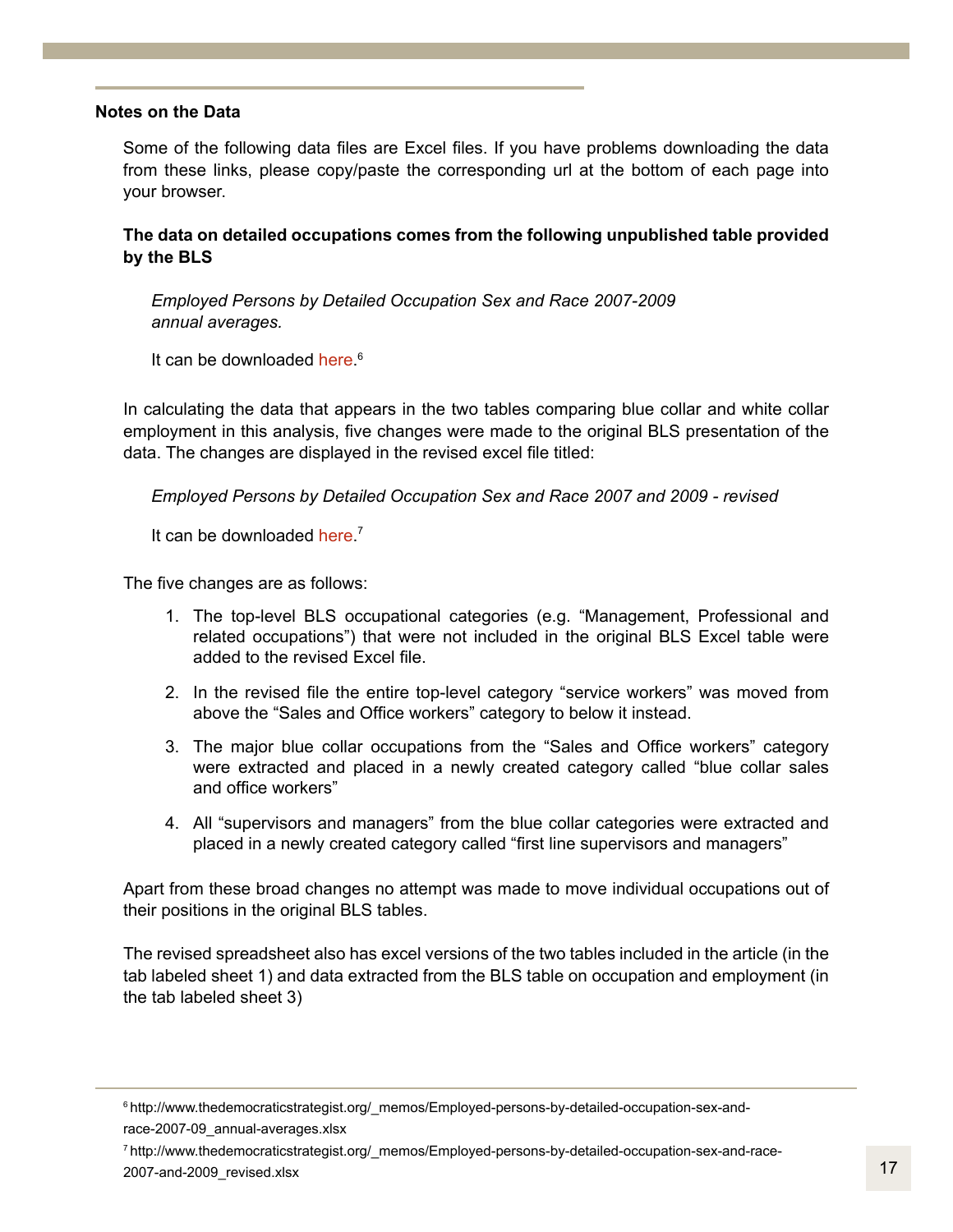## Notes on the Data

Some of the following data files are Excel files. If you have problems downloading the data from these links, please copy/paste the corresponding url at the bottom of each page into your browser.

**The data on detailed occupations comes from the following unpublished table provided by the BLS**

*Employed Persons by Detailed Occupation Sex and Race 2007-2009 annual averages.*

It can be downloaded here.[6]

In calculating the data that appears in the two tables comparing blue collar and white collar employment in this analysis, five changes were made to the original BLS presentation of the data. The changes are displayed in the revised excel file titled:

*Employed Persons by Detailed Occupation Sex and Race 2007 and 2009 - revised*

It can be downloaded here.[7]

The five changes are as follows:

1. The top-level BLS occupational categories (e.g. "Management, Professional and related occupations") that were not included in the original BLS Excel table were added to the revised Excel file.
2. In the revised file the entire top-level category "service workers" was moved from above the "Sales and Office workers" category to below it instead.
3. The major blue collar occupations from the "Sales and Office workers" category were extracted and placed in a newly created category called "blue collar sales and office workers"
4. All "supervisors and managers" from the blue collar categories were extracted and placed in a newly created category called "first line supervisors and managers"

Apart from these broad changes no attempt was made to move individual occupations out of their positions in the original BLS tables.

The revised spreadsheet also has excel versions of the two tables included in the article (in the tab labeled sheet 1) and data extracted from the BLS table on occupation and employment (in the tab labeled sheet 3)

---

[6] http://www.thedemocraticstrategist.org/_memos/Employed-persons-by-detailed-occupation-sex-and-race-2007-09_annual-averages.xlsx

[7] http://www.thedemocraticstrategist.org/_memos/Employed-persons-by-detailed-occupation-sex-and-race-2007-and-2009_revised.xlsx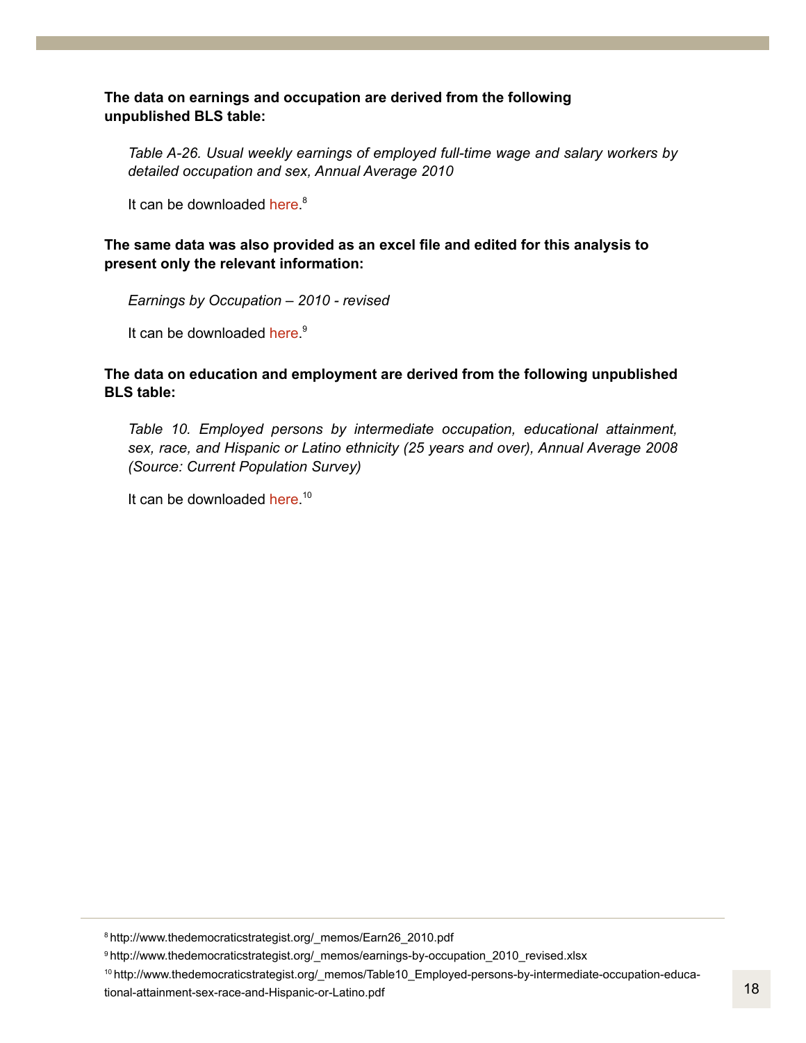**The data on earnings and occupation are derived from the following unpublished BLS table:**

*Table A-26. Usual weekly earnings of employed full-time wage and salary workers by detailed occupation and sex, Annual Average 2010*

It can be downloaded here.[8]

**The same data was also provided as an excel file and edited for this analysis to present only the relevant information:**

*Earnings by Occupation – 2010 - revised*

It can be downloaded here.[9]

**The data on education and employment are derived from the following unpublished BLS table:**

*Table 10. Employed persons by intermediate occupation, educational attainment, sex, race, and Hispanic or Latino ethnicity (25 years and over), Annual Average 2008 (Source: Current Population Survey)*

It can be downloaded here.[10]

---

[8] http://www.thedemocraticstrategist.org/_memos/Earn26_2010.pdf

[9] http://www.thedemocraticstrategist.org/_memos/earnings-by-occupation_2010_revised.xlsx

[10] http://www.thedemocraticstrategist.org/_memos/Table10_Employed-persons-by-intermediate-occupation-educational-attainment-sex-race-and-Hispanic-or-Latino.pdf